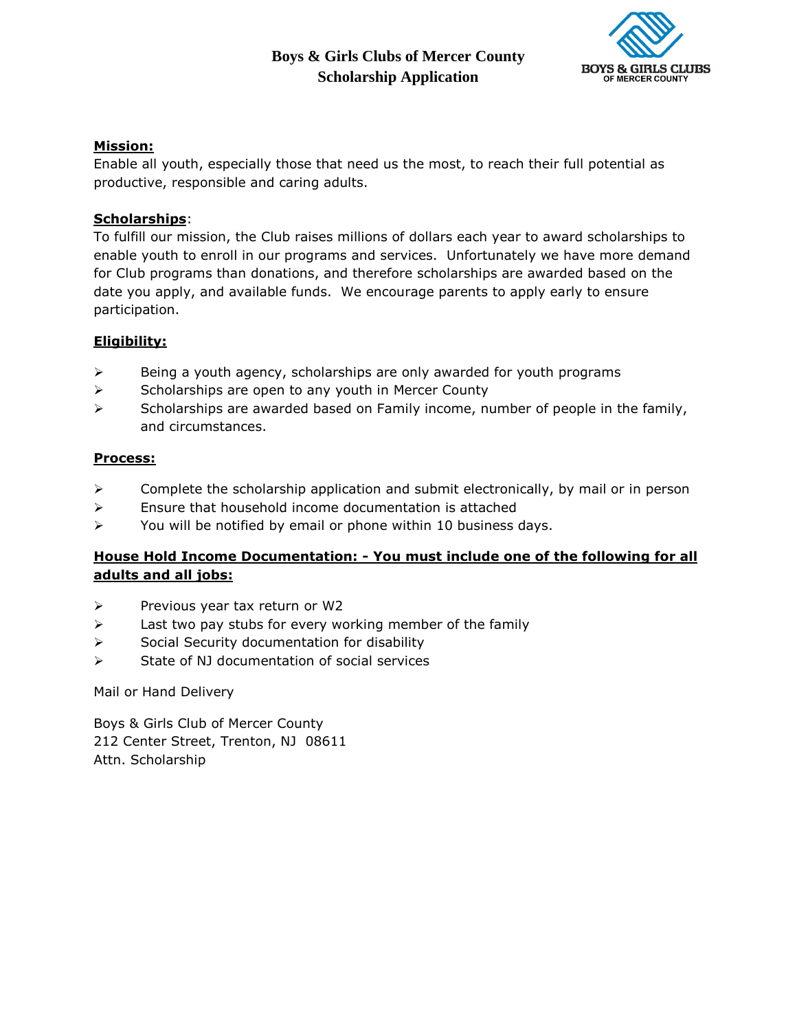# Boys & Girls Clubs of Mercer County
# Scholarship Application

BOYS & GIRLS CLUBS
OF MERCER COUNTY

**Mission:**

Enable all youth, especially those that need us the most, to reach their full potential as productive, responsible and caring adults.

**Scholarships**:

To fulfill our mission, the Club raises millions of dollars each year to award scholarships to enable youth to enroll in our programs and services. Unfortunately we have more demand for Club programs than donations, and therefore scholarships are awarded based on the date you apply, and available funds. We encourage parents to apply early to ensure participation.

**Eligibility:**

- Being a youth agency, scholarships are only awarded for youth programs
- Scholarships are open to any youth in Mercer County
- Scholarships are awarded based on Family income, number of people in the family, and circumstances.

**Process:**

- Complete the scholarship application and submit electronically, by mail or in person
- Ensure that household income documentation is attached
- You will be notified by email or phone within 10 business days.

**House Hold Income Documentation: - You must include one of the following for all adults and all jobs:**

- Previous year tax return or W2
- Last two pay stubs for every working member of the family
- Social Security documentation for disability
- State of NJ documentation of social services

Mail or Hand Delivery

Boys & Girls Club of Mercer County
212 Center Street, Trenton, NJ 08611
Attn. Scholarship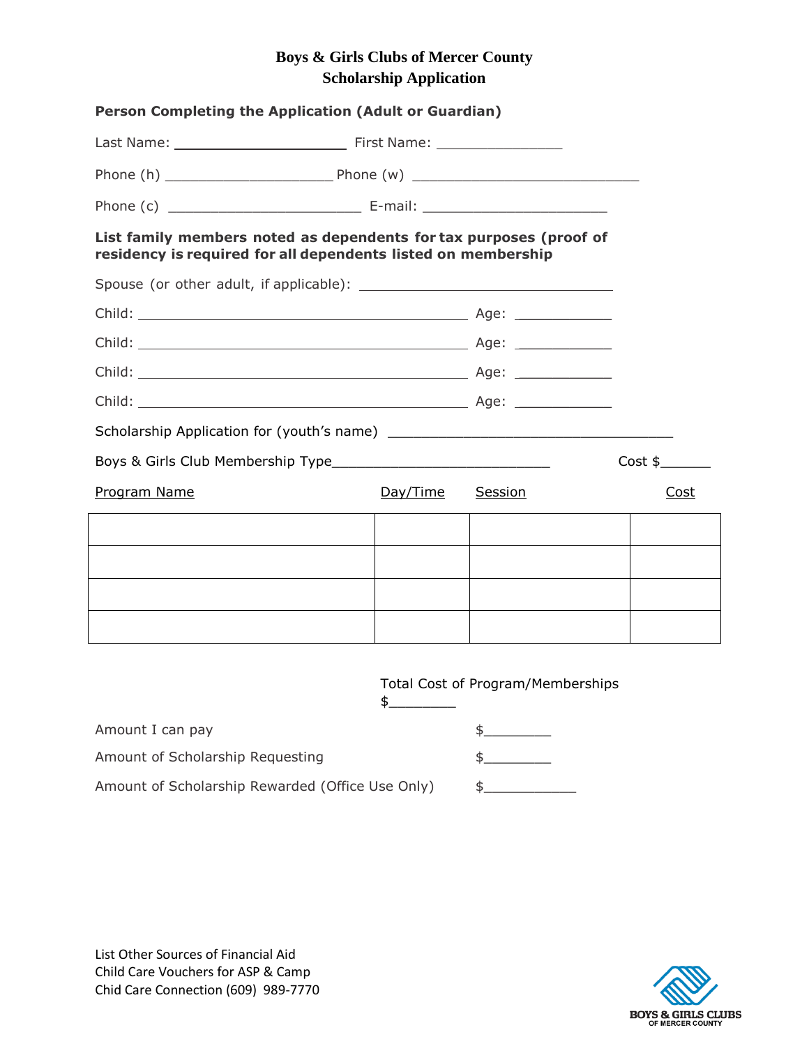# Boys & Girls Clubs of Mercer County
## Scholarship Application

**Person Completing the Application (Adult or Guardian)**

Last Name: ____________________ First Name: ________________

Phone (h) ____________________ Phone (w) ____________________________

Phone (c) ______________________ E-mail: ______________________

**List family members noted as dependents for tax purposes (proof of residency is required for all dependents listed on membership**

Spouse (or other adult, if applicable): ______________________________

Child: ________________________________________ Age: ____________

Child: ________________________________________ Age: ____________

Child: ________________________________________ Age: ____________

Child: ________________________________________ Age: ____________

Scholarship Application for (youth's name) __________________________________

Boys & Girls Club Membership Type___________________________ Cost $______

| Program Name | Day/Time | Session | Cost |
|---|---|---|---|
| | | | |
| | | | |
| | | | |
| | | | |

Total Cost of Program/Memberships $________

Amount I can pay $________

Amount of Scholarship Requesting $________

Amount of Scholarship Rewarded (Office Use Only) $___________

List Other Sources of Financial Aid
Child Care Vouchers for ASP & Camp
Chid Care Connection (609) 989-7770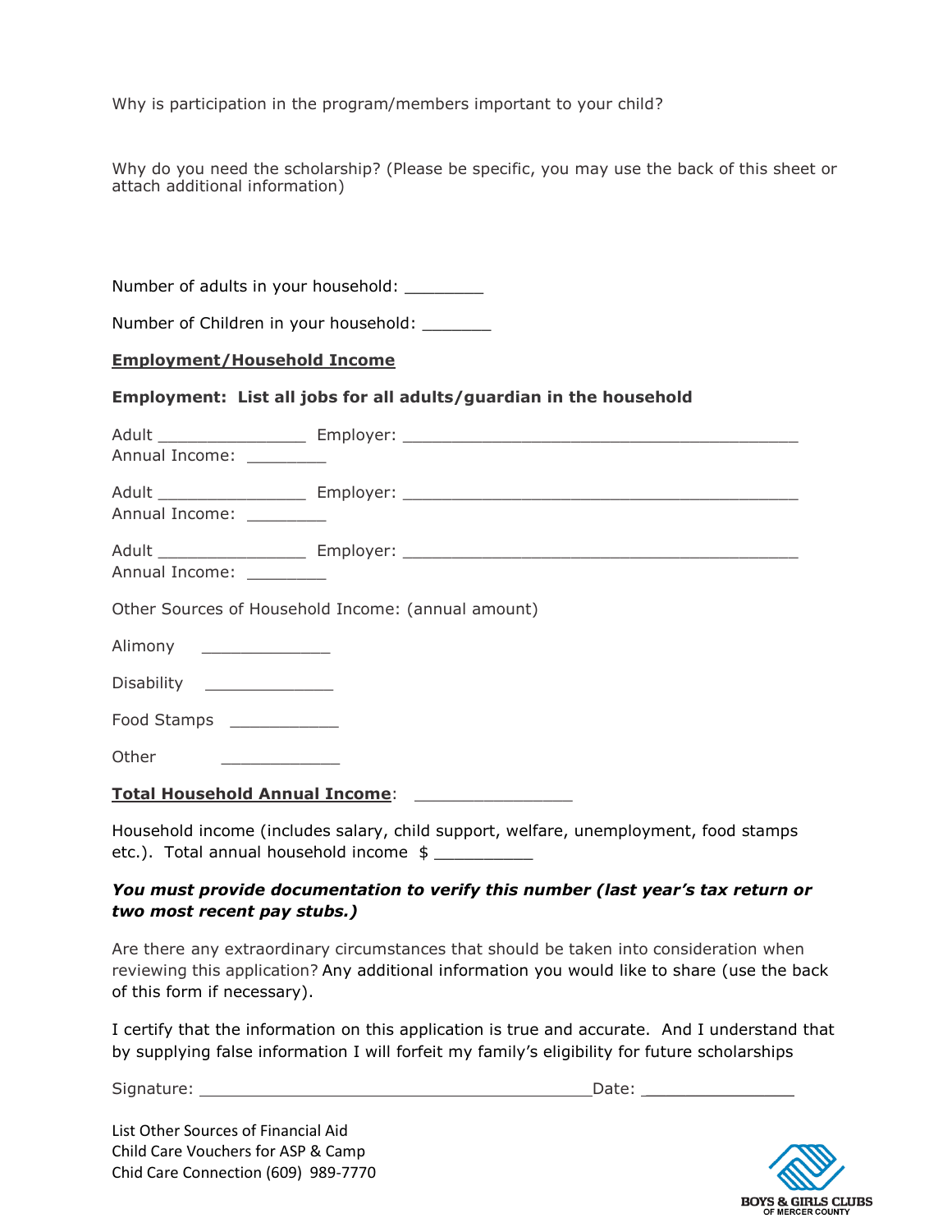Why is participation in the program/members important to your child?

Why do you need the scholarship? (Please be specific, you may use the back of this sheet or attach additional information)

Number of adults in your household: ________

Number of Children in your household: _______

**Employment/Household Income**

**Employment: List all jobs for all adults/guardian in the household**

Adult ________________ Employer: ___________________________________________
Annual Income: _________

Adult ________________ Employer: ___________________________________________
Annual Income: _________

Adult ________________ Employer: ___________________________________________
Annual Income: _________

Other Sources of Household Income: (annual amount)

Alimony ______________

Disability ______________

Food Stamps ____________

Other _____________

**Total Household Annual Income**: ________________

Household income (includes salary, child support, welfare, unemployment, food stamps etc.). Total annual household income $ __________

***You must provide documentation to verify this number (last year's tax return or two most recent pay stubs.)***

Are there any extraordinary circumstances that should be taken into consideration when reviewing this application? Any additional information you would like to share (use the back of this form if necessary).

I certify that the information on this application is true and accurate. And I understand that by supplying false information I will forfeit my family's eligibility for future scholarships

Signature: __________________________________________ Date: ________________

List Other Sources of Financial Aid
Child Care Vouchers for ASP & Camp
Chid Care Connection (609) 989-7770

BOYS & GIRLS CLUBS
OF MERCER COUNTY